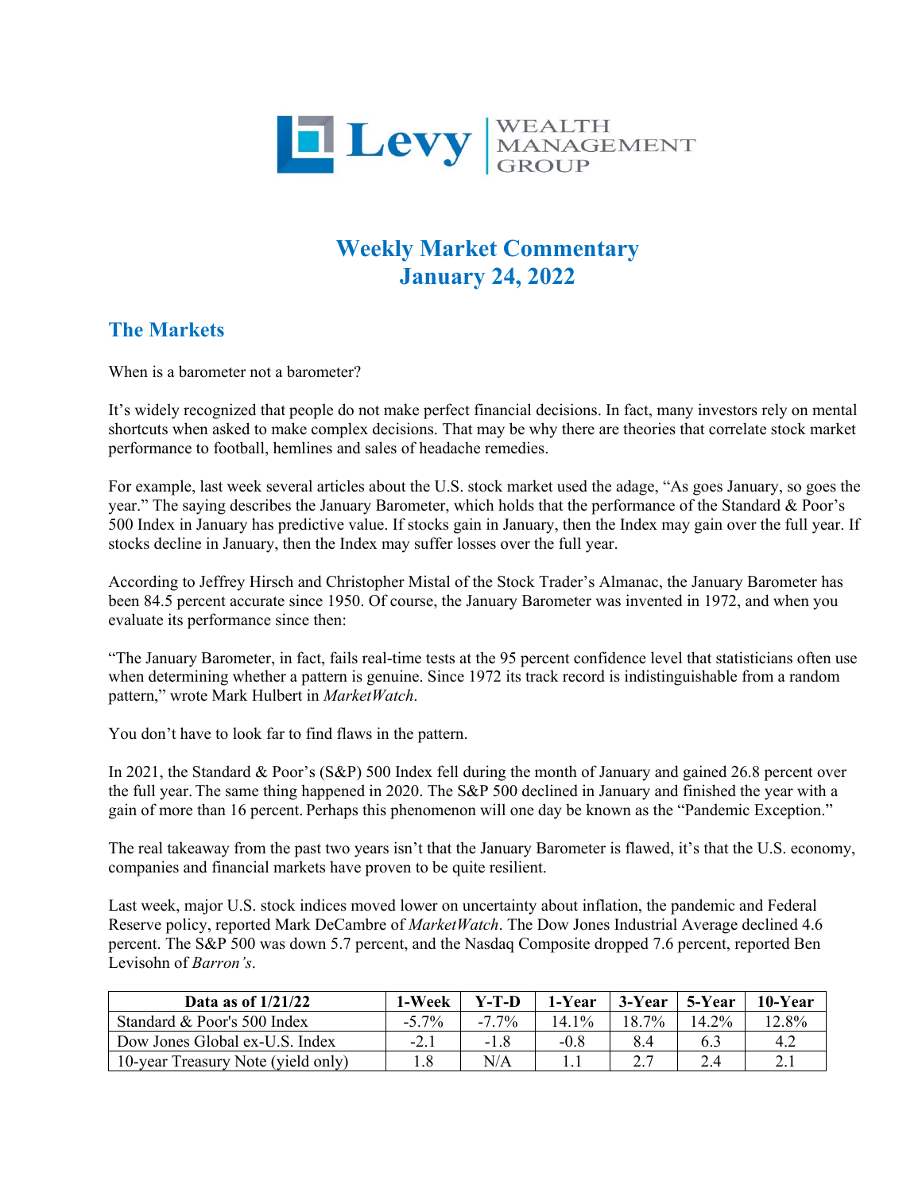Levy WEALTH MANAGEMENT GROUP

# Weekly Market Commentary
# January 24, 2022

## The Markets

When is a barometer not a barometer?

It's widely recognized that people do not make perfect financial decisions. In fact, many investors rely on mental shortcuts when asked to make complex decisions. That may be why there are theories that correlate stock market performance to football, hemlines and sales of headache remedies.

For example, last week several articles about the U.S. stock market used the adage, "As goes January, so goes the year." The saying describes the January Barometer, which holds that the performance of the Standard & Poor's 500 Index in January has predictive value. If stocks gain in January, then the Index may gain over the full year. If stocks decline in January, then the Index may suffer losses over the full year.

According to Jeffrey Hirsch and Christopher Mistal of the Stock Trader's Almanac, the January Barometer has been 84.5 percent accurate since 1950. Of course, the January Barometer was invented in 1972, and when you evaluate its performance since then:

"The January Barometer, in fact, fails real-time tests at the 95 percent confidence level that statisticians often use when determining whether a pattern is genuine. Since 1972 its track record is indistinguishable from a random pattern," wrote Mark Hulbert in *MarketWatch*.

You don't have to look far to find flaws in the pattern.

In 2021, the Standard & Poor's (S&P) 500 Index fell during the month of January and gained 26.8 percent over the full year. The same thing happened in 2020. The S&P 500 declined in January and finished the year with a gain of more than 16 percent. Perhaps this phenomenon will one day be known as the "Pandemic Exception."

The real takeaway from the past two years isn't that the January Barometer is flawed, it's that the U.S. economy, companies and financial markets have proven to be quite resilient.

Last week, major U.S. stock indices moved lower on uncertainty about inflation, the pandemic and Federal Reserve policy, reported Mark DeCambre of *MarketWatch*. The Dow Jones Industrial Average declined 4.6 percent. The S&P 500 was down 5.7 percent, and the Nasdaq Composite dropped 7.6 percent, reported Ben Levisohn of *Barron's*.

| Data as of 1/21/22 | 1-Week | Y-T-D | 1-Year | 3-Year | 5-Year | 10-Year |
|---|---|---|---|---|---|---|
| Standard & Poor's 500 Index | -5.7% | -7.7% | 14.1% | 18.7% | 14.2% | 12.8% |
| Dow Jones Global ex-U.S. Index | -2.1 | -1.8 | -0.8 | 8.4 | 6.3 | 4.2 |
| 10-year Treasury Note (yield only) | 1.8 | N/A | 1.1 | 2.7 | 2.4 | 2.1 |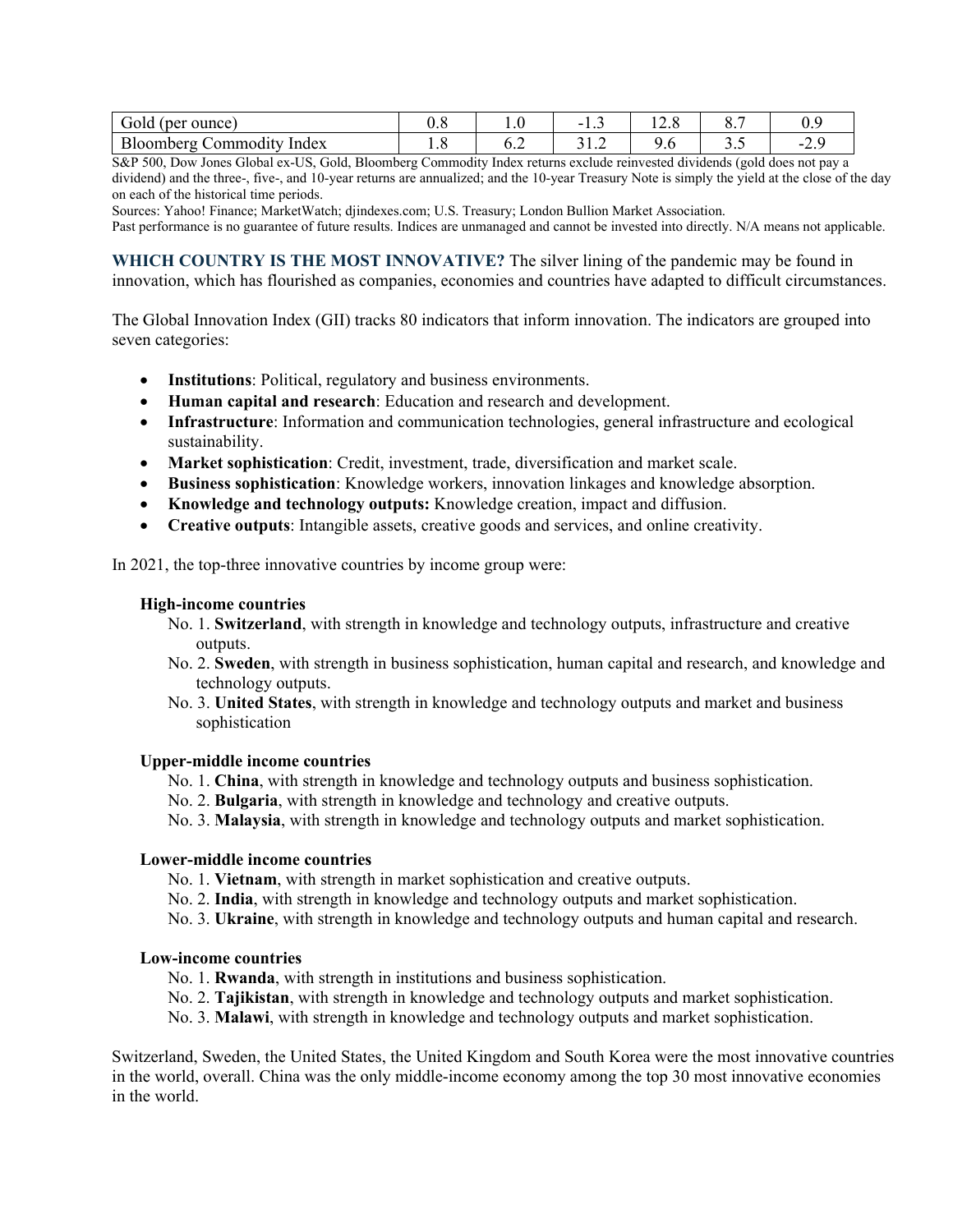| Gold (per ounce) | 0.8 | 1.0 | -1.3 | 12.8 | 8.7 | 0.9 |
|---|---|---|---|---|---|---|
| Bloomberg Commodity Index | 1.8 | 6.2 | 31.2 | 9.6 | 3.5 | -2.9 |

S&P 500, Dow Jones Global ex-US, Gold, Bloomberg Commodity Index returns exclude reinvested dividends (gold does not pay a dividend) and the three-, five-, and 10-year returns are annualized; and the 10-year Treasury Note is simply the yield at the close of the day on each of the historical time periods.

Sources: Yahoo! Finance; MarketWatch; djindexes.com; U.S. Treasury; London Bullion Market Association.

Past performance is no guarantee of future results. Indices are unmanaged and cannot be invested into directly. N/A means not applicable.

**WHICH COUNTRY IS THE MOST INNOVATIVE?** The silver lining of the pandemic may be found in innovation, which has flourished as companies, economies and countries have adapted to difficult circumstances.

The Global Innovation Index (GII) tracks 80 indicators that inform innovation. The indicators are grouped into seven categories:

- **Institutions**: Political, regulatory and business environments.
- **Human capital and research**: Education and research and development.
- **Infrastructure**: Information and communication technologies, general infrastructure and ecological sustainability.
- **Market sophistication**: Credit, investment, trade, diversification and market scale.
- **Business sophistication**: Knowledge workers, innovation linkages and knowledge absorption.
- **Knowledge and technology outputs:** Knowledge creation, impact and diffusion.
- **Creative outputs**: Intangible assets, creative goods and services, and online creativity.

In 2021, the top-three innovative countries by income group were:

**High-income countries**

No. 1. **Switzerland**, with strength in knowledge and technology outputs, infrastructure and creative outputs.
No. 2. **Sweden**, with strength in business sophistication, human capital and research, and knowledge and technology outputs.
No. 3. **United States**, with strength in knowledge and technology outputs and market and business sophistication

**Upper-middle income countries**

No. 1. **China**, with strength in knowledge and technology outputs and business sophistication.
No. 2. **Bulgaria**, with strength in knowledge and technology and creative outputs.
No. 3. **Malaysia**, with strength in knowledge and technology outputs and market sophistication.

**Lower-middle income countries**

No. 1. **Vietnam**, with strength in market sophistication and creative outputs.
No. 2. **India**, with strength in knowledge and technology outputs and market sophistication.
No. 3. **Ukraine**, with strength in knowledge and technology outputs and human capital and research.

**Low-income countries**

No. 1. **Rwanda**, with strength in institutions and business sophistication.
No. 2. **Tajikistan**, with strength in knowledge and technology outputs and market sophistication.
No. 3. **Malawi**, with strength in knowledge and technology outputs and market sophistication.

Switzerland, Sweden, the United States, the United Kingdom and South Korea were the most innovative countries in the world, overall. China was the only middle-income economy among the top 30 most innovative economies in the world.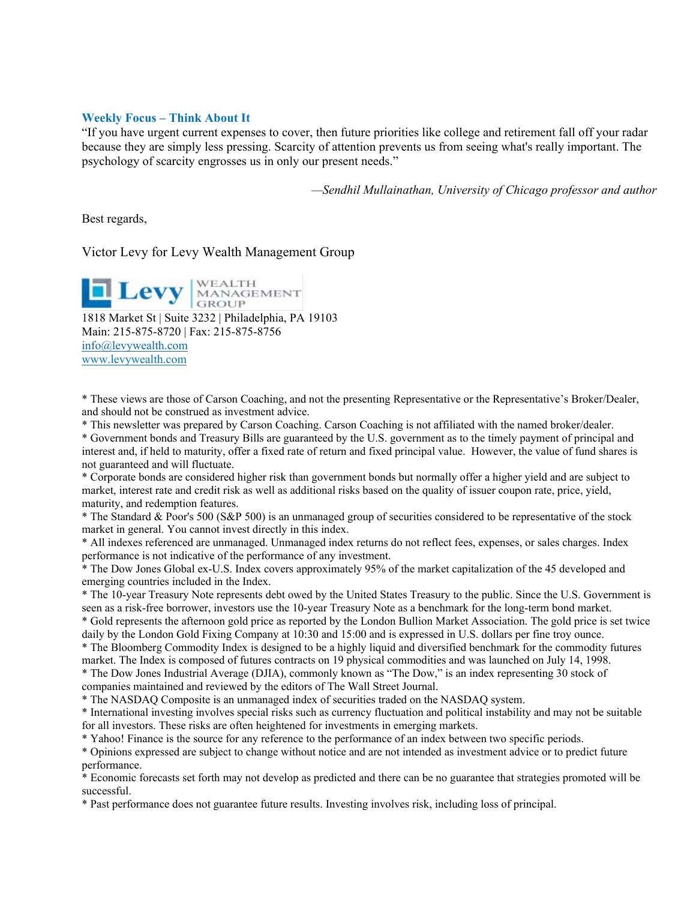### Weekly Focus – Think About It

"If you have urgent current expenses to cover, then future priorities like college and retirement fall off your radar because they are simply less pressing. Scarcity of attention prevents us from seeing what's really important. The psychology of scarcity engrosses us in only our present needs."

*—Sendhil Mullainathan, University of Chicago professor and author*

Best regards,

Victor Levy for Levy Wealth Management Group

Levy WEALTH MANAGEMENT GROUP

1818 Market St | Suite 3232 | Philadelphia, PA 19103
Main: 215-875-8720 | Fax: 215-875-8756
[info@levywealth.com](mailto:info@levywealth.com)
[www.levywealth.com](http://www.levywealth.com)

* These views are those of Carson Coaching, and not the presenting Representative or the Representative's Broker/Dealer, and should not be construed as investment advice.
* This newsletter was prepared by Carson Coaching. Carson Coaching is not affiliated with the named broker/dealer.
* Government bonds and Treasury Bills are guaranteed by the U.S. government as to the timely payment of principal and interest and, if held to maturity, offer a fixed rate of return and fixed principal value. However, the value of fund shares is not guaranteed and will fluctuate.
* Corporate bonds are considered higher risk than government bonds but normally offer a higher yield and are subject to market, interest rate and credit risk as well as additional risks based on the quality of issuer coupon rate, price, yield, maturity, and redemption features.
* The Standard & Poor's 500 (S&P 500) is an unmanaged group of securities considered to be representative of the stock market in general. You cannot invest directly in this index.
* All indexes referenced are unmanaged. Unmanaged index returns do not reflect fees, expenses, or sales charges. Index performance is not indicative of the performance of any investment.
* The Dow Jones Global ex-U.S. Index covers approximately 95% of the market capitalization of the 45 developed and emerging countries included in the Index.
* The 10-year Treasury Note represents debt owed by the United States Treasury to the public. Since the U.S. Government is seen as a risk-free borrower, investors use the 10-year Treasury Note as a benchmark for the long-term bond market.
* Gold represents the afternoon gold price as reported by the London Bullion Market Association. The gold price is set twice daily by the London Gold Fixing Company at 10:30 and 15:00 and is expressed in U.S. dollars per fine troy ounce.
* The Bloomberg Commodity Index is designed to be a highly liquid and diversified benchmark for the commodity futures market. The Index is composed of futures contracts on 19 physical commodities and was launched on July 14, 1998.
* The Dow Jones Industrial Average (DJIA), commonly known as "The Dow," is an index representing 30 stock of companies maintained and reviewed by the editors of The Wall Street Journal.
* The NASDAQ Composite is an unmanaged index of securities traded on the NASDAQ system.
* International investing involves special risks such as currency fluctuation and political instability and may not be suitable for all investors. These risks are often heightened for investments in emerging markets.
* Yahoo! Finance is the source for any reference to the performance of an index between two specific periods.
* Opinions expressed are subject to change without notice and are not intended as investment advice or to predict future performance.
* Economic forecasts set forth may not develop as predicted and there can be no guarantee that strategies promoted will be successful.
* Past performance does not guarantee future results. Investing involves risk, including loss of principal.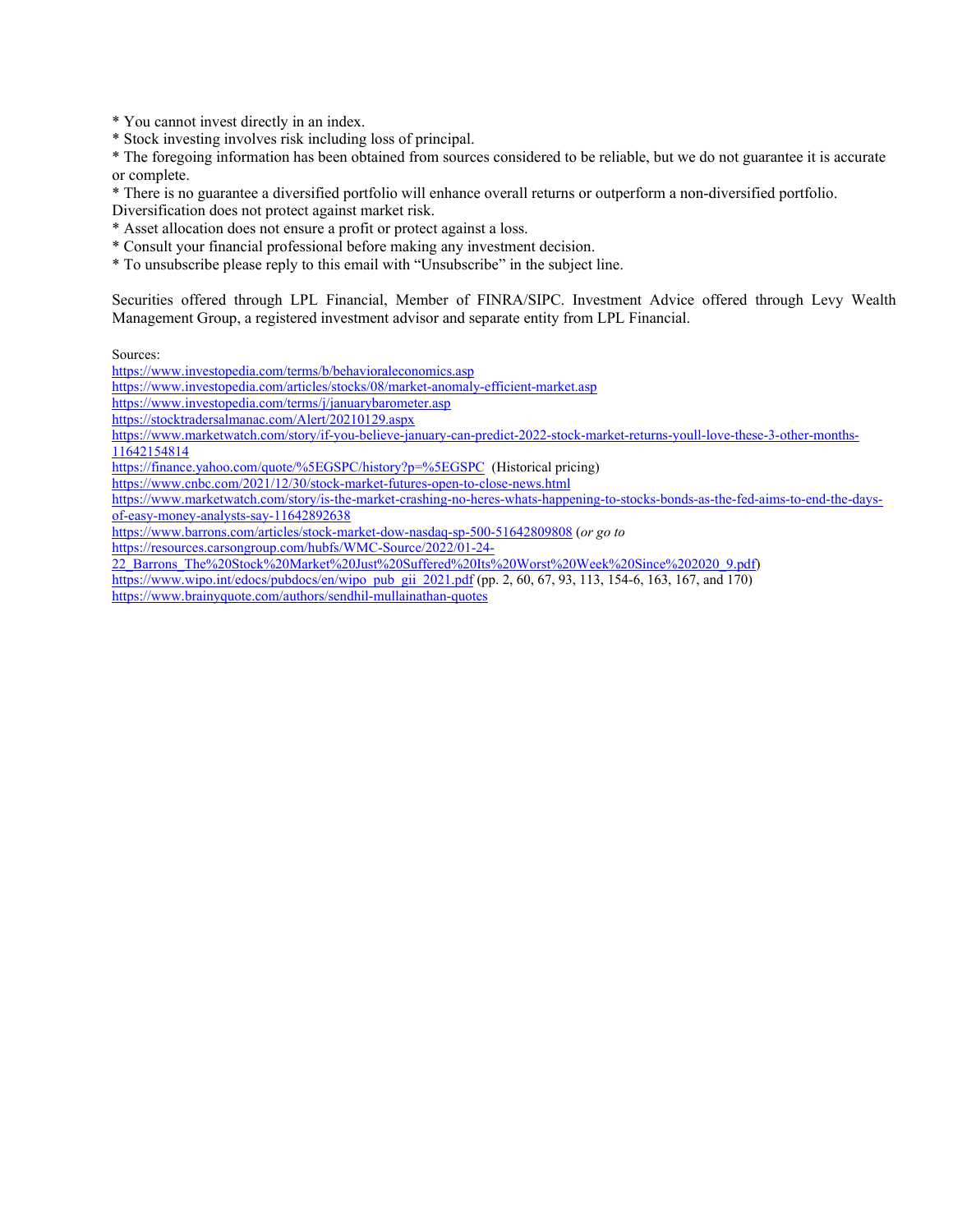* You cannot invest directly in an index.
* Stock investing involves risk including loss of principal.
* The foregoing information has been obtained from sources considered to be reliable, but we do not guarantee it is accurate or complete.
* There is no guarantee a diversified portfolio will enhance overall returns or outperform a non-diversified portfolio. Diversification does not protect against market risk.
* Asset allocation does not ensure a profit or protect against a loss.
* Consult your financial professional before making any investment decision.
* To unsubscribe please reply to this email with "Unsubscribe" in the subject line.

Securities offered through LPL Financial, Member of FINRA/SIPC. Investment Advice offered through Levy Wealth Management Group, a registered investment advisor and separate entity from LPL Financial.

Sources:
https://www.investopedia.com/terms/b/behavioraleconomics.asp
https://www.investopedia.com/articles/stocks/08/market-anomaly-efficient-market.asp
https://www.investopedia.com/terms/j/januarybarometer.asp
https://stocktradersalmanac.com/Alert/20210129.aspx
https://www.marketwatch.com/story/if-you-believe-january-can-predict-2022-stock-market-returns-youll-love-these-3-other-months-11642154814
https://finance.yahoo.com/quote/%5EGSPC/history?p=%5EGSPC (Historical pricing)
https://www.cnbc.com/2021/12/30/stock-market-futures-open-to-close-news.html
https://www.marketwatch.com/story/is-the-market-crashing-no-heres-whats-happening-to-stocks-bonds-as-the-fed-aims-to-end-the-days-of-easy-money-analysts-say-11642892638
https://www.barrons.com/articles/stock-market-dow-nasdaq-sp-500-51642809808 (*or go to* https://resources.carsongroup.com/hubfs/WMC-Source/2022/01-24-22_Barrons_The%20Stock%20Market%20Just%20Suffered%20Its%20Worst%20Week%20Since%202020_9.pdf)
https://www.wipo.int/edocs/pubdocs/en/wipo_pub_gii_2021.pdf (pp. 2, 60, 67, 93, 113, 154-6, 163, 167, and 170)
https://www.brainyquote.com/authors/sendhil-mullainathan-quotes